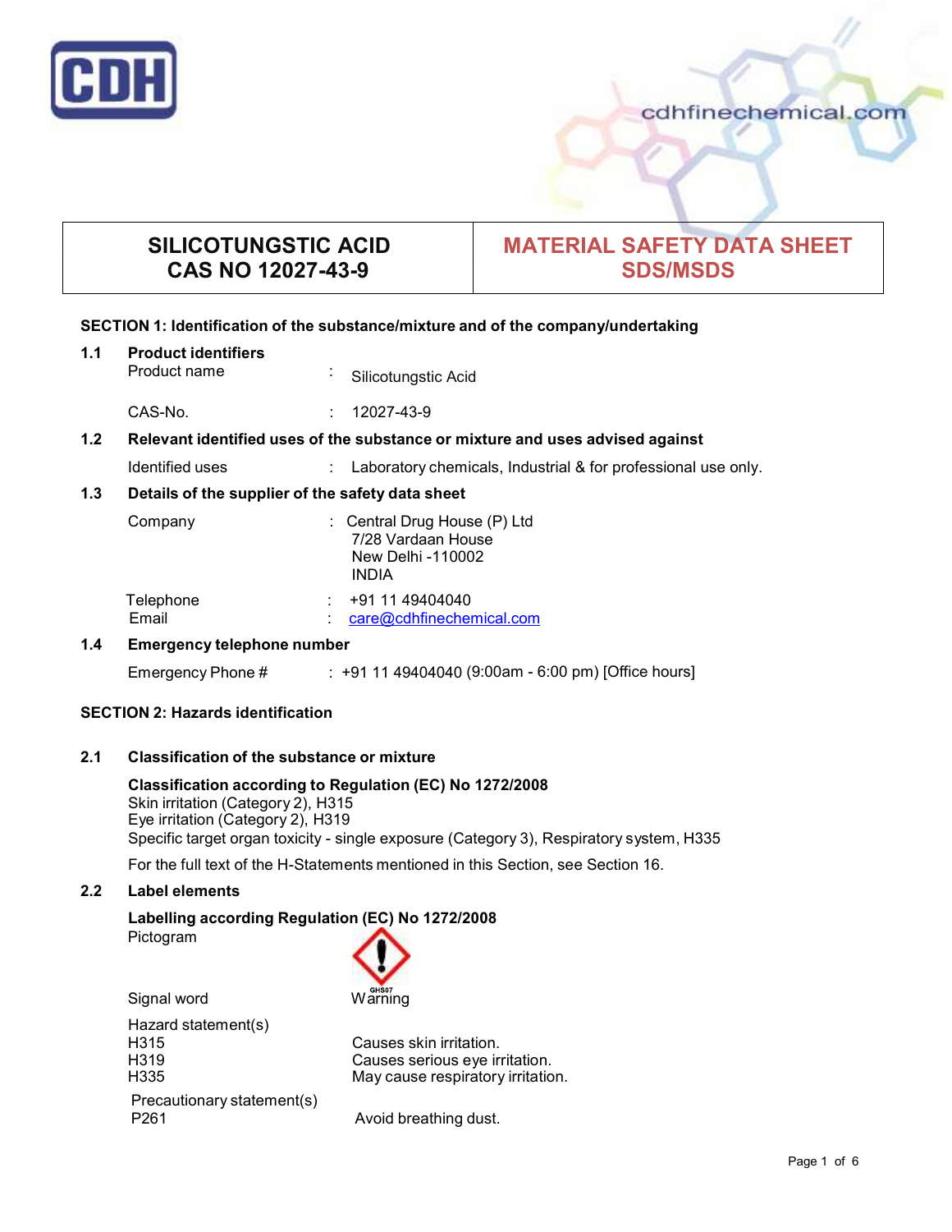CDH

cdhfinechemical.com

| SILICOTUNGSTIC ACID<br>CAS NO 12027-43-9 | MATERIAL SAFETY DATA SHEET<br>SDS/MSDS |
|---|---|

## SECTION 1: Identification of the substance/mixture and of the company/undertaking

### 1.1 Product identifiers

Product name : Silicotungstic Acid

CAS-No. : 12027-43-9

### 1.2 Relevant identified uses of the substance or mixture and uses advised against

Identified uses : Laboratory chemicals, Industrial & for professional use only.

### 1.3 Details of the supplier of the safety data sheet

Company : Central Drug House (P) Ltd
7/28 Vardaan House
New Delhi -110002
INDIA

Telephone : +91 11 49404040
Email : care@cdhfinechemical.com

### 1.4 Emergency telephone number

Emergency Phone # : +91 11 49404040 (9:00am - 6:00 pm) [Office hours]

## SECTION 2: Hazards identification

### 2.1 Classification of the substance or mixture

**Classification according to Regulation (EC) No 1272/2008**
Skin irritation (Category 2), H315
Eye irritation (Category 2), H319
Specific target organ toxicity - single exposure (Category 3), Respiratory system, H335

For the full text of the H-Statements mentioned in this Section, see Section 16.

### 2.2 Label elements

**Labelling according Regulation (EC) No 1272/2008**

Pictogram GHS07

Signal word Warning

Hazard statement(s)

H315 Causes skin irritation.
H319 Causes serious eye irritation.
H335 May cause respiratory irritation.

Precautionary statement(s)

P261 Avoid breathing dust.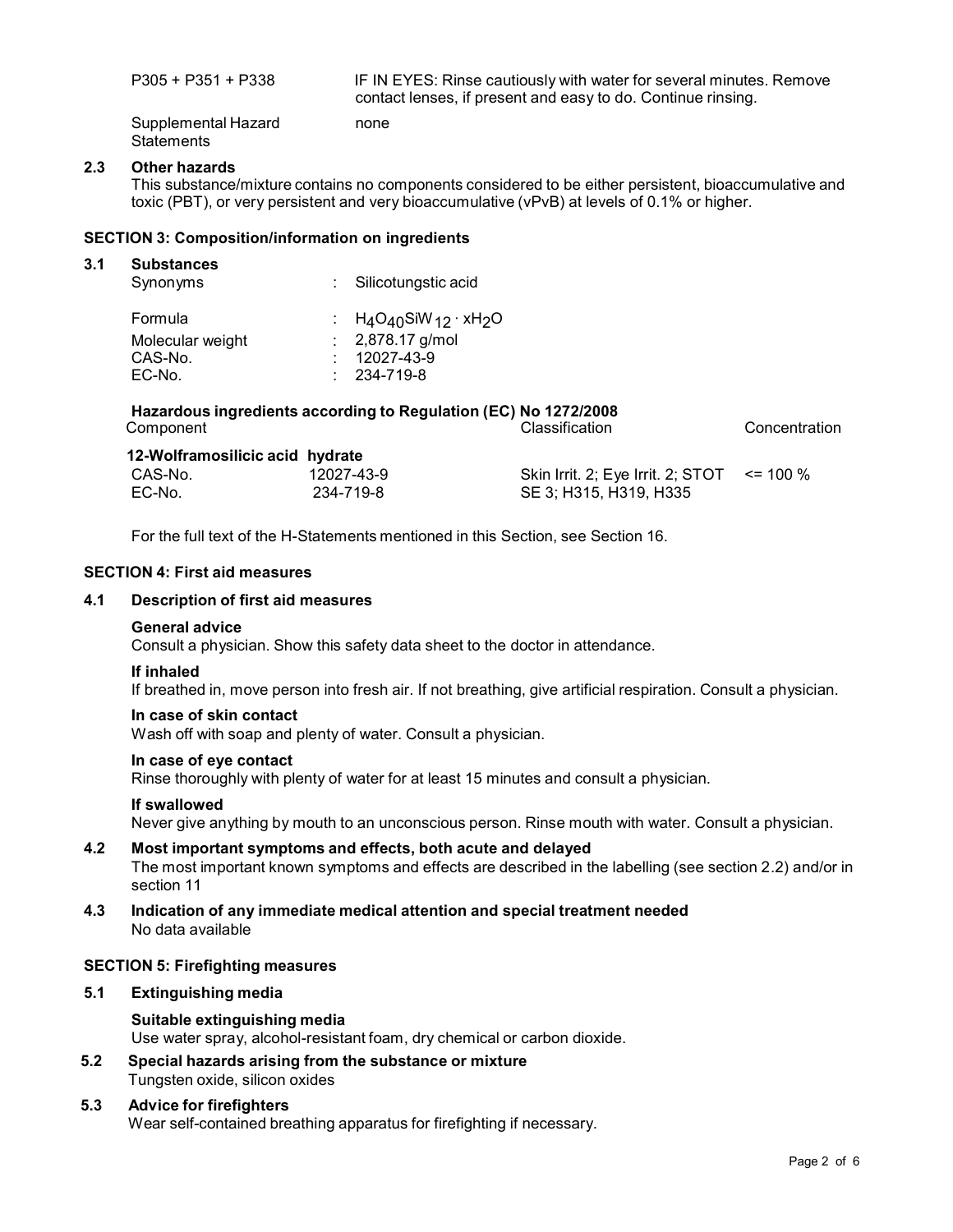| | |
|---|---|
| P305 + P351 + P338 | IF IN EYES: Rinse cautiously with water for several minutes. Remove contact lenses, if present and easy to do. Continue rinsing. |
| Supplemental Hazard Statements | none |

### 2.3 Other hazards

This substance/mixture contains no components considered to be either persistent, bioaccumulative and toxic (PBT), or very persistent and very bioaccumulative (vPvB) at levels of 0.1% or higher.

## SECTION 3: Composition/information on ingredients

### 3.1 Substances

| | | |
|---|---|---|
| Synonyms | : | Silicotungstic acid |
| Formula | : | $H_4O_{40}SiW_{12} \cdot xH_2O$ |
| Molecular weight | : | 2,878.17 g/mol |
| CAS-No. | : | 12027-43-9 |
| EC-No. | : | 234-719-8 |

**Hazardous ingredients according to Regulation (EC) No 1272/2008**

| Component | | Classification | Concentration |
|---|---|---|---|
| **12-Wolframosilicic acid hydrate** | | | |
| CAS-No. | 12027-43-9 | Skin Irrit. 2; Eye Irrit. 2; STOT SE 3; H315, H319, H335 | <= 100 % |
| EC-No. | 234-719-8 | | |

For the full text of the H-Statements mentioned in this Section, see Section 16.

## SECTION 4: First aid measures

### 4.1 Description of first aid measures

**General advice**

Consult a physician. Show this safety data sheet to the doctor in attendance.

**If inhaled**

If breathed in, move person into fresh air. If not breathing, give artificial respiration. Consult a physician.

**In case of skin contact**

Wash off with soap and plenty of water. Consult a physician.

**In case of eye contact**

Rinse thoroughly with plenty of water for at least 15 minutes and consult a physician.

**If swallowed**

Never give anything by mouth to an unconscious person. Rinse mouth with water. Consult a physician.

### 4.2 Most important symptoms and effects, both acute and delayed

The most important known symptoms and effects are described in the labelling (see section 2.2) and/or in section 11

### 4.3 Indication of any immediate medical attention and special treatment needed

No data available

## SECTION 5: Firefighting measures

### 5.1 Extinguishing media

**Suitable extinguishing media**

Use water spray, alcohol-resistant foam, dry chemical or carbon dioxide.

### 5.2 Special hazards arising from the substance or mixture

Tungsten oxide, silicon oxides

### 5.3 Advice for firefighters

Wear self-contained breathing apparatus for firefighting if necessary.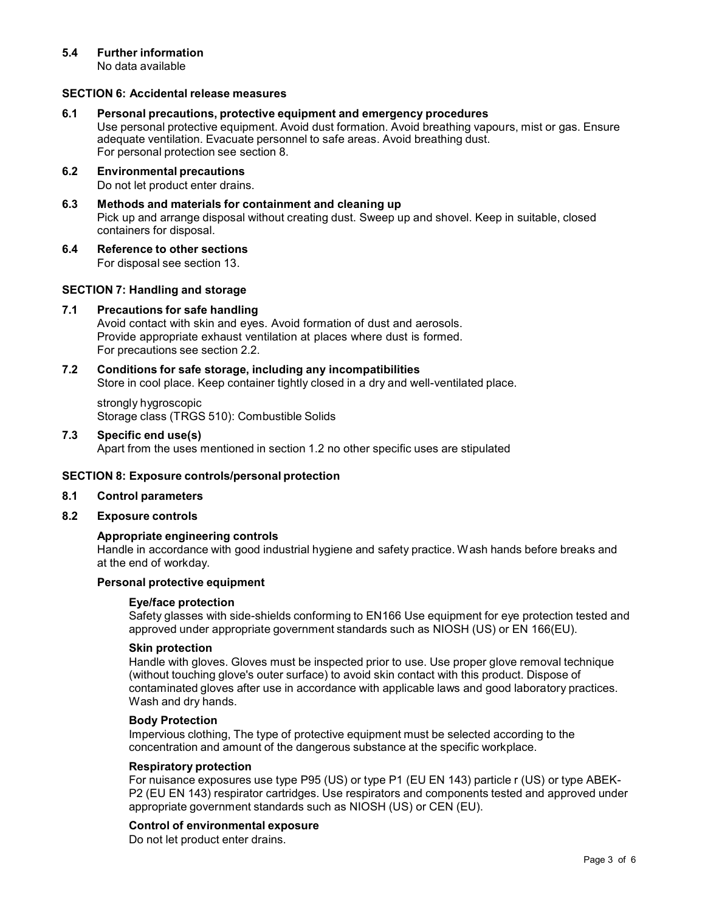### 5.4 Further information

No data available

## SECTION 6: Accidental release measures

### 6.1 Personal precautions, protective equipment and emergency procedures

Use personal protective equipment. Avoid dust formation. Avoid breathing vapours, mist or gas. Ensure adequate ventilation. Evacuate personnel to safe areas. Avoid breathing dust.
For personal protection see section 8.

### 6.2 Environmental precautions

Do not let product enter drains.

### 6.3 Methods and materials for containment and cleaning up

Pick up and arrange disposal without creating dust. Sweep up and shovel. Keep in suitable, closed containers for disposal.

### 6.4 Reference to other sections

For disposal see section 13.

## SECTION 7: Handling and storage

### 7.1 Precautions for safe handling

Avoid contact with skin and eyes. Avoid formation of dust and aerosols.
Provide appropriate exhaust ventilation at places where dust is formed.
For precautions see section 2.2.

### 7.2 Conditions for safe storage, including any incompatibilities

Store in cool place. Keep container tightly closed in a dry and well-ventilated place.

strongly hygroscopic
Storage class (TRGS 510): Combustible Solids

### 7.3 Specific end use(s)

Apart from the uses mentioned in section 1.2 no other specific uses are stipulated

## SECTION 8: Exposure controls/personal protection

### 8.1 Control parameters

### 8.2 Exposure controls

**Appropriate engineering controls**

Handle in accordance with good industrial hygiene and safety practice. Wash hands before breaks and at the end of workday.

**Personal protective equipment**

**Eye/face protection**

Safety glasses with side-shields conforming to EN166 Use equipment for eye protection tested and approved under appropriate government standards such as NIOSH (US) or EN 166(EU).

**Skin protection**

Handle with gloves. Gloves must be inspected prior to use. Use proper glove removal technique (without touching glove's outer surface) to avoid skin contact with this product. Dispose of contaminated gloves after use in accordance with applicable laws and good laboratory practices. Wash and dry hands.

**Body Protection**

Impervious clothing, The type of protective equipment must be selected according to the concentration and amount of the dangerous substance at the specific workplace.

**Respiratory protection**

For nuisance exposures use type P95 (US) or type P1 (EU EN 143) particle r (US) or type ABEK-P2 (EU EN 143) respirator cartridges. Use respirators and components tested and approved under appropriate government standards such as NIOSH (US) or CEN (EU).

**Control of environmental exposure**

Do not let product enter drains.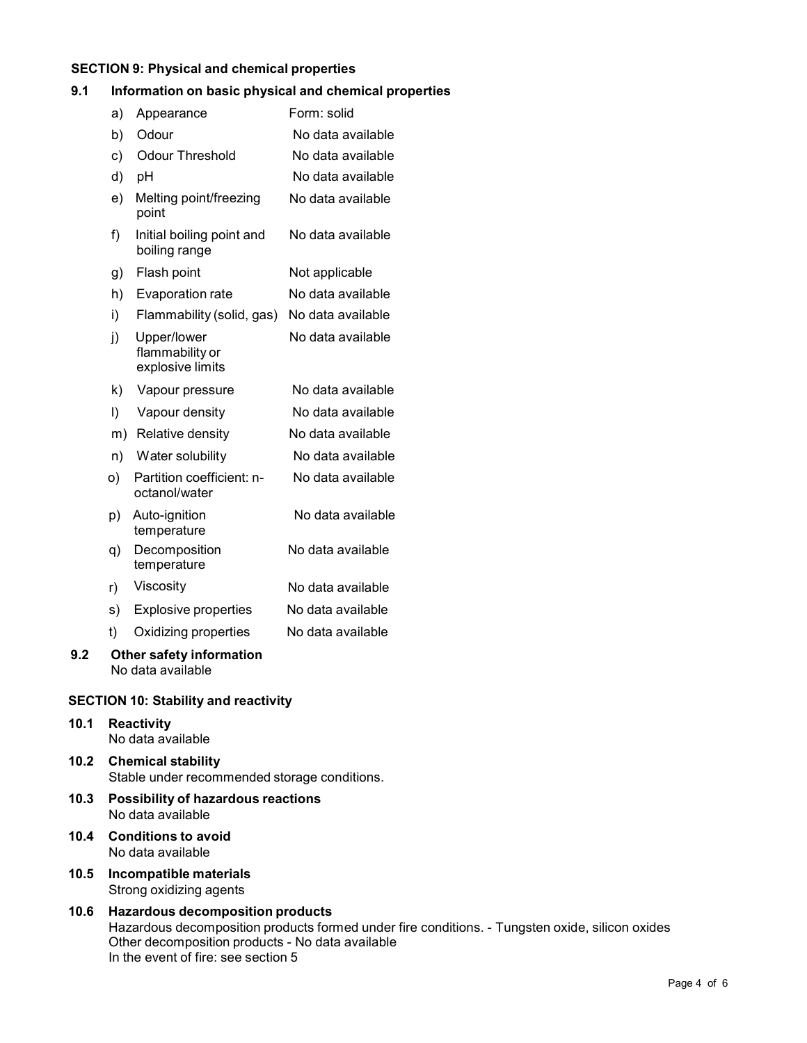## SECTION 9: Physical and chemical properties

### 9.1 Information on basic physical and chemical properties

| | | |
|---|---|---|
| a) | Appearance | Form: solid |
| b) | Odour | No data available |
| c) | Odour Threshold | No data available |
| d) | pH | No data available |
| e) | Melting point/freezing point | No data available |
| f) | Initial boiling point and boiling range | No data available |
| g) | Flash point | Not applicable |
| h) | Evaporation rate | No data available |
| i) | Flammability (solid, gas) | No data available |
| j) | Upper/lower flammability or explosive limits | No data available |
| k) | Vapour pressure | No data available |
| l) | Vapour density | No data available |
| m) | Relative density | No data available |
| n) | Water solubility | No data available |
| o) | Partition coefficient: n-octanol/water | No data available |
| p) | Auto-ignition temperature | No data available |
| q) | Decomposition temperature | No data available |
| r) | Viscosity | No data available |
| s) | Explosive properties | No data available |
| t) | Oxidizing properties | No data available |

### 9.2 Other safety information

No data available

## SECTION 10: Stability and reactivity

### 10.1 Reactivity

No data available

### 10.2 Chemical stability

Stable under recommended storage conditions.

### 10.3 Possibility of hazardous reactions

No data available

### 10.4 Conditions to avoid

No data available

### 10.5 Incompatible materials

Strong oxidizing agents

### 10.6 Hazardous decomposition products

Hazardous decomposition products formed under fire conditions. - Tungsten oxide, silicon oxides
Other decomposition products - No data available
In the event of fire: see section 5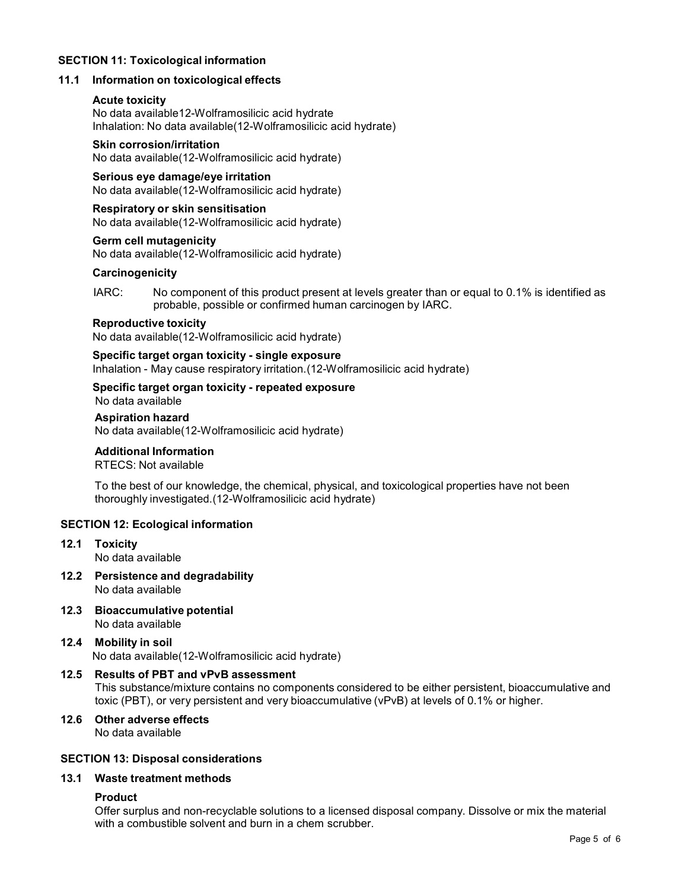## SECTION 11: Toxicological information

### 11.1 Information on toxicological effects

**Acute toxicity**
No data available12-Wolframosilicic acid hydrate
Inhalation: No data available(12-Wolframosilicic acid hydrate)

**Skin corrosion/irritation**
No data available(12-Wolframosilicic acid hydrate)

**Serious eye damage/eye irritation**
No data available(12-Wolframosilicic acid hydrate)

**Respiratory or skin sensitisation**
No data available(12-Wolframosilicic acid hydrate)

**Germ cell mutagenicity**
No data available(12-Wolframosilicic acid hydrate)

**Carcinogenicity**

IARC: No component of this product present at levels greater than or equal to 0.1% is identified as probable, possible or confirmed human carcinogen by IARC.

**Reproductive toxicity**
No data available(12-Wolframosilicic acid hydrate)

**Specific target organ toxicity - single exposure**
Inhalation - May cause respiratory irritation.(12-Wolframosilicic acid hydrate)

**Specific target organ toxicity - repeated exposure**
No data available

**Aspiration hazard**
No data available(12-Wolframosilicic acid hydrate)

**Additional Information**
RTECS: Not available

To the best of our knowledge, the chemical, physical, and toxicological properties have not been thoroughly investigated.(12-Wolframosilicic acid hydrate)

## SECTION 12: Ecological information

### 12.1 Toxicity
No data available

### 12.2 Persistence and degradability
No data available

### 12.3 Bioaccumulative potential
No data available

### 12.4 Mobility in soil
No data available(12-Wolframosilicic acid hydrate)

### 12.5 Results of PBT and vPvB assessment
This substance/mixture contains no components considered to be either persistent, bioaccumulative and toxic (PBT), or very persistent and very bioaccumulative (vPvB) at levels of 0.1% or higher.

### 12.6 Other adverse effects
No data available

## SECTION 13: Disposal considerations

### 13.1 Waste treatment methods

**Product**
Offer surplus and non-recyclable solutions to a licensed disposal company. Dissolve or mix the material with a combustible solvent and burn in a chem scrubber.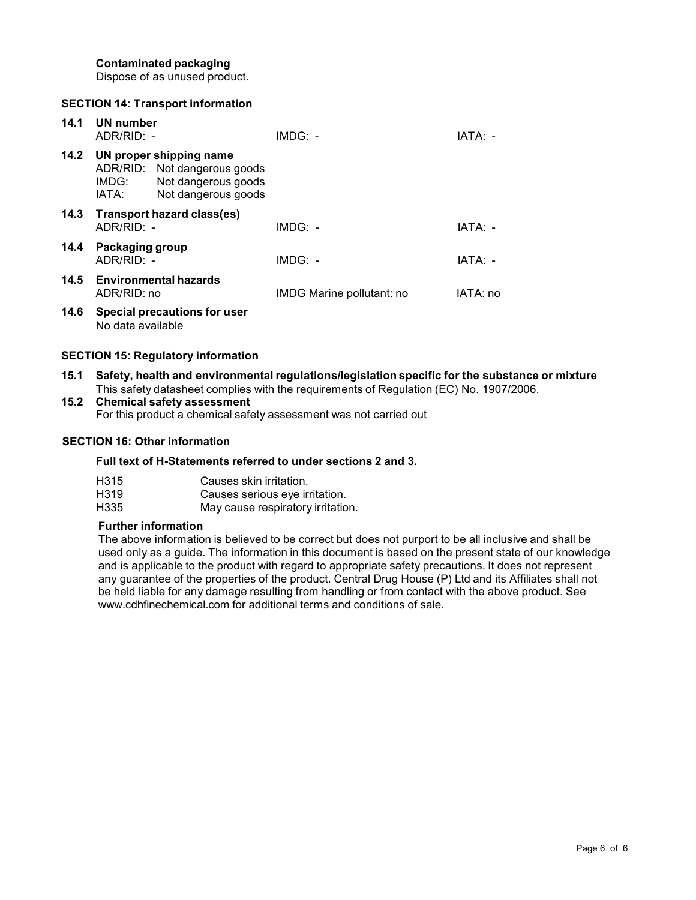**Contaminated packaging**

Dispose of as unused product.

## SECTION 14: Transport information

**14.1 UN number**

| | | |
|---|---|---|
| ADR/RID: - | IMDG: - | IATA: - |

**14.2 UN proper shipping name**

| | |
|---|---|
| ADR/RID: | Not dangerous goods |
| IMDG: | Not dangerous goods |
| IATA: | Not dangerous goods |

**14.3 Transport hazard class(es)**

| | | |
|---|---|---|
| ADR/RID: - | IMDG: - | IATA: - |

**14.4 Packaging group**

| | | |
|---|---|---|
| ADR/RID: - | IMDG: - | IATA: - |

**14.5 Environmental hazards**

| | | |
|---|---|---|
| ADR/RID: no | IMDG Marine pollutant: no | IATA: no |

**14.6 Special precautions for user**

No data available

## SECTION 15: Regulatory information

**15.1 Safety, health and environmental regulations/legislation specific for the substance or mixture**

This safety datasheet complies with the requirements of Regulation (EC) No. 1907/2006.

**15.2 Chemical safety assessment**

For this product a chemical safety assessment was not carried out

## SECTION 16: Other information

**Full text of H-Statements referred to under sections 2 and 3.**

| | |
|---|---|
| H315 | Causes skin irritation. |
| H319 | Causes serious eye irritation. |
| H335 | May cause respiratory irritation. |

**Further information**

The above information is believed to be correct but does not purport to be all inclusive and shall be used only as a guide. The information in this document is based on the present state of our knowledge and is applicable to the product with regard to appropriate safety precautions. It does not represent any guarantee of the properties of the product. Central Drug House (P) Ltd and its Affiliates shall not be held liable for any damage resulting from handling or from contact with the above product. See www.cdhfinechemical.com for additional terms and conditions of sale.